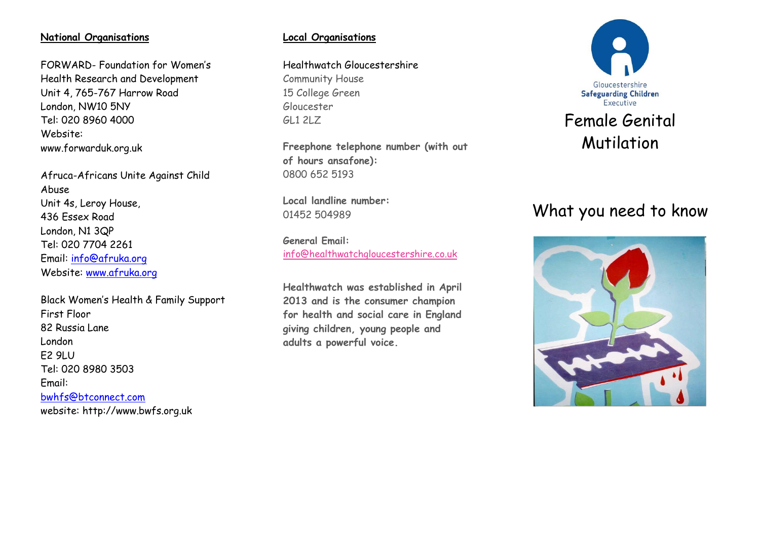## National Organisations

FORWARD- Foundation for Women's Health Research and Development
Unit 4, 765-767 Harrow Road
London, NW10 5NY
Tel: 020 8960 4000
Website:
www.forwarduk.org.uk

Afruca-Africans Unite Against Child Abuse
Unit 4s, Leroy House,
436 Essex Road
London, N1 3QP
Tel: 020 7704 2261
Email: info@afruka.org
Website: www.afruka.org

Black Women's Health & Family Support
First Floor
82 Russia Lane
London
E2 9LU
Tel: 020 8980 3503
Email:
bwhfs@btconnect.com
website: http://www.bwfs.org.uk

## Local Organisations

Healthwatch Gloucestershire
Community House
15 College Green
Gloucester
GL1 2LZ

**Freephone telephone number (with out of hours ansafone):**
0800 652 5193

**Local landline number:**
01452 504989

**General Email:**
info@healthwatchgloucestershire.co.uk

**Healthwatch was established in April 2013 and is the consumer champion for health and social care in England giving children, young people and adults a powerful voice.**

Gloucestershire
**Safeguarding Children**
Executive

# Female Genital Mutilation

## What you need to know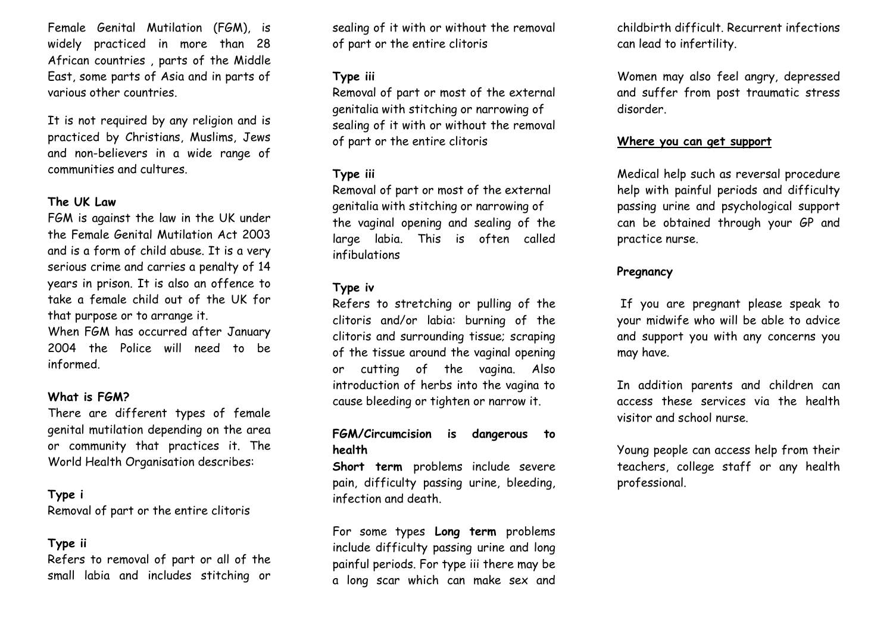Female Genital Mutilation (FGM), is widely practiced in more than 28 African countries , parts of the Middle East, some parts of Asia and in parts of various other countries.

It is not required by any religion and is practiced by Christians, Muslims, Jews and non-believers in a wide range of communities and cultures.

**The UK Law**

FGM is against the law in the UK under the Female Genital Mutilation Act 2003 and is a form of child abuse. It is a very serious crime and carries a penalty of 14 years in prison. It is also an offence to take a female child out of the UK for that purpose or to arrange it.

When FGM has occurred after January 2004 the Police will need to be informed.

**What is FGM?**

There are different types of female genital mutilation depending on the area or community that practices it. The World Health Organisation describes:

**Type i**

Removal of part or the entire clitoris

**Type ii**

Refers to removal of part or all of the small labia and includes stitching or sealing of it with or without the removal of part or the entire clitoris

**Type iii**

Removal of part or most of the external genitalia with stitching or narrowing of sealing of it with or without the removal of part or the entire clitoris

**Type iii**

Removal of part or most of the external genitalia with stitching or narrowing of the vaginal opening and sealing of the large labia. This is often called infibulations

**Type iv**

Refers to stretching or pulling of the clitoris and/or labia: burning of the clitoris and surrounding tissue; scraping of the tissue around the vaginal opening or cutting of the vagina. Also introduction of herbs into the vagina to cause bleeding or tighten or narrow it.

**FGM/Circumcision is dangerous to health**

**Short term** problems include severe pain, difficulty passing urine, bleeding, infection and death.

For some types **Long term** problems include difficulty passing urine and long painful periods. For type iii there may be a long scar which can make sex and childbirth difficult. Recurrent infections can lead to infertility.

Women may also feel angry, depressed and suffer from post traumatic stress disorder.

**Where you can get support**

Medical help such as reversal procedure help with painful periods and difficulty passing urine and psychological support can be obtained through your GP and practice nurse.

**Pregnancy**

If you are pregnant please speak to your midwife who will be able to advice and support you with any concerns you may have.

In addition parents and children can access these services via the health visitor and school nurse.

Young people can access help from their teachers, college staff or any health professional.